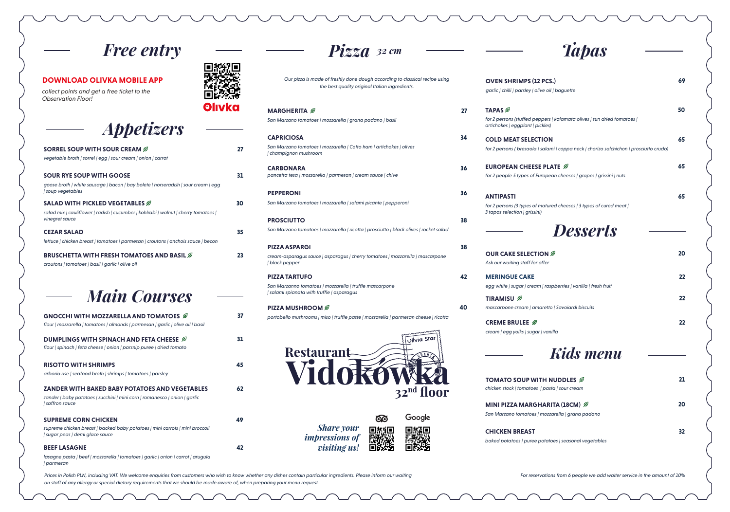## Free entry

**DOWNLOAD OLIVKA MOBILE APP**

*collect points and get a free ticket to the Observation Floor!*

Olivka

## Appetizers

**SORREL SOUP WITH SOUR CREAM** 27

*vegetable broth | sorrel | egg | sour cream | onion | carrot*

**SOUR RYE SOUP WITH GOOSE** 31

*goose broth | white sausage | bacon | bay bolete | horseradish | sour cream | egg | soup vegetables*

**SALAD WITH PICKLED VEGETABLES** 30

*salad mix | cauliflower | radish | cucumber | kohlrabi | walnut | cherry tomatoes | vinegret sauce*

**CEZAR SALAD** 35

*lettuce | chicken breast | tomatoes | parmesan | croutons | anchois sauce | becon*

**BRUSCHETTA WITH FRESH TOMATOES AND BASIL** 23

*croutons | tomatoes | basil | garlic | olive oil*

## Main Courses

**GNOCCHI WITH MOZZARELLA AND TOMATOES** 37

*flour | mozzarella | tomatoes | almonds | parmesan | garlic | olive oil | basil*

**DUMPLINGS WITH SPINACH AND FETA CHEESE** 31

*flour | spinach | feta cheese | onion | parsnip puree | dried tomato*

**RISOTTO WITH SHRIMPS** 45

*arborio rise | seafood broth | shrimps | tomatoes | parsley*

**ZANDER WITH BAKED BABY POTATOES AND VEGETABLES** 62

*zander | baby potatoes | zucchini | mini corn | romanesco | onion | garlic | saffron sauce*

**SUPREME CORN CHICKEN** 49

*supreme chicken breast | backed baby potatoes | mini carrots | mini broccoli | sugar peas | demi glace sauce*

**BEEF LASAGNE** 42

*lasagne pasta | beef | mozzarella | tomatoes | garlic | onion | carrot | arugula | parmezan*

## Pizza *32 cm*

*Our pizza is made of freshly done dough according to classical recipe using the best quality original Italian ingredients.*

**MARGHERITA** 27

*San Marzano tomatoes | mozzarella | grana padano | basil*

**CAPRICIOSA** 34

*San Marzano tomatoes | mozzarella | Cotto ham | artichokes | olives | champignon mushroom*

**CARBONARA** 36

*pancetta tesa | mozzarella | parmesan | cream sauce | chive*

**PEPPERONI** 36

*San Marzano tomatoes | mozzarella | salami picante | pepperoni*

**PROSCIUTTO** 38

*San Marzano tomatoes | mozzarella | ricotta | prosciutto | black olives | rocket salad*

**PIZZA ASPARGI** 38

*cream-asparagus sauce | asparagus | cherry tomatoes | mozzarella | mascarpone | black pepper*

**PIZZA TARTUFO** 42

*San Marzanno tomatoes | mozzarella | truffle mascarpone | salami spianata with truffle | asparagus*

**PIZZA MUSHROOM** 40

*portobello mushrooms | miso | truffle paste | mozzarella | parmesan cheese | ricotta*

Restaurant Vidokówka 32nd floor — Olivia Star Gdańsk

*Share your impressions of visiting us!*

Google

## Tapas

**OVEN SHRIMPS (12 PCS.)** 69

*garlic | chilli | parsley | olive oil | baguette*

**TAPAS** 50

*for 2 persons (stuffed peppers | kalamata olives | sun dried tomatoes | artichokes | eggplant | pickles)*

**COLD MEAT SELECTION** 65

*for 2 persons ( bresaola | salami | coppa neck | chorizo salchichon | prosciutto crudo)*

**EUROPEAN CHEESE PLATE** 65

*for 2 people 5 types of European cheeses | grapes | grissini | nuts*

**ANTIPASTI** 65

*for 2 persons (3 types of matured cheeses | 3 types of cured meat | 3 tapas selection | grissini)*

## Desserts

**OUR CAKE SELECTION** 20

*Ask our waiting staff for offer*

**MERINGUE CAKE** 22

*egg white | sugar | cream | raspberries | vanilla | fresh fruit*

**TIRAMISU** 22

*mascarpone cream | amaretto | Savoiardi biscuits*

**CREME BRULEE** 22

*cream | egg yolks | sugar | vanilla*

## Kids menu

**TOMATO SOUP WITH NUDDLES** 21

*chicken stock | tomatoes | pasta | sour cream*

**MINI PIZZA MARGHARITA (18CM)** 20

*San Marzano tomatoes | mozzarella | grana padano*

**CHICKEN BREAST** 32

*baked potatoes | puree potatoes | seasonal vegetables*

*Prices in Polish PLN, including VAT. We welcome enquiries from customers who wish to know whether any dishes contain particular ingredients. Please inform our waiting on staff of any allergy or special dietary requirements that we should be made aware of, when preparing your menu request.*

*For reservations from 6 people we add waiter service in the amount of 10%*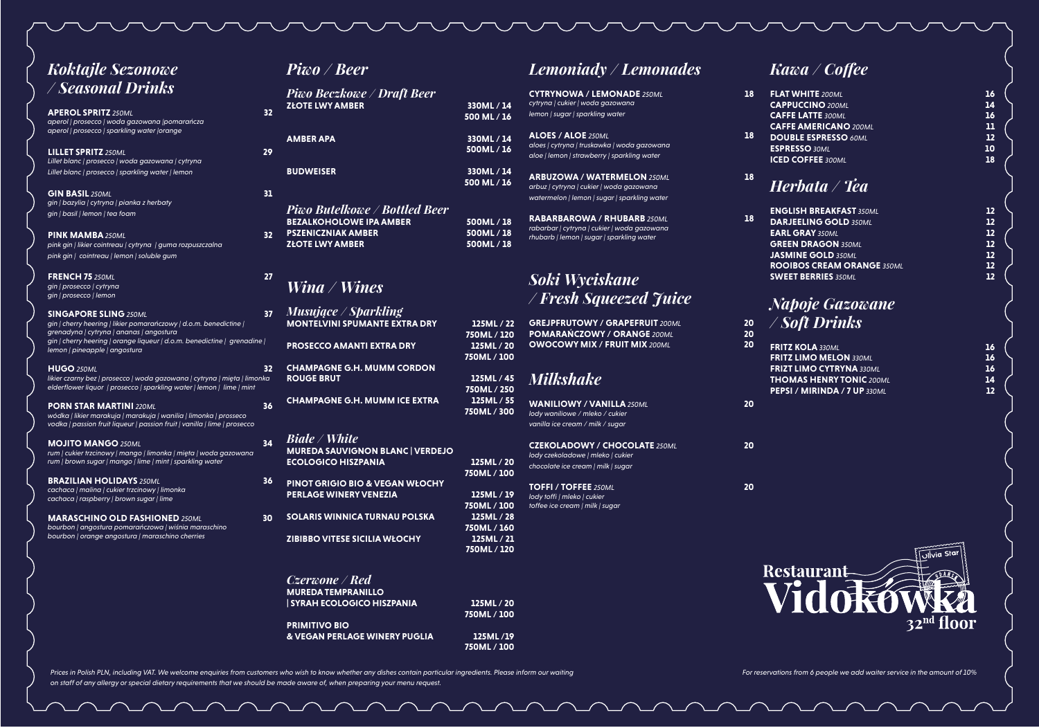## Koktajle Sezonowe / Seasonal Drinks

**APEROL SPRITZ** *250ML* — 32
*aperol | prosecco | woda gazowana |pomarańcza*
*aperol | prosecco | sparkling water |orange*

**LILLET SPRITZ** *250ML* — 29
*Lillet blanc | prosecco | woda gazowana | cytryna*
*Lillet blanc | prosecco | sparkling water | lemon*

**GIN BASIL** *250ML* — 31
*gin | bazylia | cytryna | pianka z herbaty*
*gin | basil | lemon | tea foam*

**PINK MAMBA** *250ML* — 32
*pink gin | likier cointreau | cytryna | guma rozpuszczalna*
*pink gin | cointreau | lemon | soluble gum*

**FRENCH 75** *250ML* — 27
*gin | prosecco | cytryna*
*gin | prosecco | lemon*

**SINGAPORE SLING** *250ML* — 37
*gin | cherry heering | likier pomarańczowy | d.o.m. benedictine | grenadyna | cytryna | ananas | angostura*
*gin | cherry heering | orange liqueur | d.o.m. benedictine | grenadine | lemon | pineapple | angostura*

**HUGO** *250ML* — 32
*likier czarny bez | prosecco | woda gazowana | cytryna | mięta | limonka*
*elderflower liquor | prosecco | sparkling water | lemon | lime | mint*

**PORN STAR MARTINI** *220ML* — 36
*wódka | likier marakuja | marakuja | wanilia | limonka | prosseco*
*vodka | passion fruit liqueur | passion fruit | vanilla | lime | prosecco*

**MOJITO MANGO** *250ML* — 34
*rum | cukier trzcinowy | mango | limonka | mięta | woda gazowana*
*rum | brown sugar | mango | lime | mint | sparkling water*

**BRAZILIAN HOLIDAYS** *250ML* — 36
*cachaca | malina | cukier trzcinowy | limonka*
*cachaca | raspberry | brown sugar | lime*

**MARASCHINO OLD FASHIONED** *250ML* — 30
*bourbon | angostura pomarańczowa | wiśnia maraschino*
*bourbon | orange angostura | maraschino cherries*

## Piwo / Beer

### Piwo Beczkowe / Draft Beer

| | |
|---|---|
| **ZŁOTE LWY AMBER** | 330ML / 14<br>500 ML / 16 |
| **AMBER APA** | 330ML / 14<br>500ML / 16 |
| **BUDWEISER** | 330ML / 14<br>500 ML / 16 |

### Piwo Butelkowe / Bottled Beer

| | |
|---|---|
| **BEZALKOHOLOWE IPA AMBER** | 500ML / 18 |
| **PSZENICZNIAK AMBER** | 500ML / 18 |
| **ZŁOTE LWY AMBER** | 500ML / 18 |

## Wina / Wines

### Musujące / Sparkling

| | |
|---|---|
| **MONTELVINI SPUMANTE EXTRA DRY** | 125ML / 22<br>750ML / 120 |
| **PROSECCO AMANTI EXTRA DRY** | 125ML / 20<br>750ML / 100 |
| **CHAMPAGNE G.H. MUMM CORDON ROUGE BRUT** | 125ML / 45<br>750ML / 250 |
| **CHAMPAGNE G.H. MUMM ICE EXTRA** | 125ML / 55<br>750ML / 300 |

### Białe / White

| | |
|---|---|
| **MUREDA SAUVIGNON BLANC \| VERDEJO ECOLOGICO HISZPANIA** | 125ML / 20<br>750ML / 100 |
| **PINOT GRIGIO BIO & VEGAN WŁOCHY PERLAGE WINERY VENEZIA** | 125ML / 19<br>750ML / 100 |
| **SOLARIS WINNICA TURNAU POLSKA** | 125ML / 28<br>750ML / 160 |
| **ZIBIBBO VITESE SICILIA WŁOCHY** | 125ML / 21<br>750ML / 120 |

### Czerwone / Red

| | |
|---|---|
| **MUREDA TEMPRANILLO \| SYRAH ECOLOGICO HISZPANIA** | 125ML / 20<br>750ML / 100 |
| **PRIMITIVO BIO & VEGAN PERLAGE WINERY PUGLIA** | 125ML /19<br>750ML / 100 |

## Lemoniady / Lemonades

**CYTRYNOWA / LEMONADE** *250ML* — 18
*cytryna | cukier | woda gazowana*
*lemon | sugar | sparkling water*

**ALOES / ALOE** *250ML* — 18
*aloes | cytryna | truskawka | woda gazowana*
*aloe | lemon | strawberry | sparkling water*

**ARBUZOWA / WATERMELON** *250ML* — 18
*arbuz | cytryna | cukier | woda gazowana*
*watermelon | lemon | sugar | sparkling water*

**RABARBAROWA / RHUBARB** *250ML* — 18
*rabarbar | cytryna | cukier | woda gazowana*
*rhubarb | lemon | sugar | sparkling water*

## Soki Wyciskane / Fresh Squeezed Juice

| | |
|---|---|
| **GREJPFRUTOWY / GRAPEFRUIT** *200ML* | 20 |
| **POMARAŃCZOWY / ORANGE** *200ML* | 20 |
| **OWOCOWY MIX / FRUIT MIX** *200ML* | 20 |

## Milkshake

**WANILIOWY / VANILLA** *250ML* — 20
*lody waniliowe / mleko / cukier*
*vanilla ice cream / milk / sugar*

**CZEKOLADOWY / CHOCOLATE** *250ML* — 20
*lody czekoladowe | mleko | cukier*
*chocolate ice cream | milk | sugar*

**TOFFI / TOFFEE** *250ML* — 20
*lody toffi | mleko | cukier*
*toffee ice cream | milk | sugar*

## Kawa / Coffee

| | |
|---|---|
| **FLAT WHITE** *200ML* | 16 |
| **CAPPUCCINO** *200ML* | 14 |
| **CAFFE LATTE** *300ML* | 16 |
| **CAFFE AMERICANO** *200ML* | 11 |
| **DOUBLE ESPRESSO** *60ML* | 12 |
| **ESPRESSO** *30ML* | 10 |
| **ICED COFFEE** *300ML* | 18 |

## Herbata / Tea

| | |
|---|---|
| **ENGLISH BREAKFAST** *350ML* | 12 |
| **DARJEELING GOLD** *350ML* | 12 |
| **EARL GRAY** *350ML* | 12 |
| **GREEN DRAGON** *350ML* | 12 |
| **JASMINE GOLD** *350ML* | 12 |
| **ROOIBOS CREAM ORANGE** *350ML* | 12 |
| **SWEET BERRIES** *350ML* | 12 |

## Napoje Gazowane / Soft Drinks

| | |
|---|---|
| **FRITZ KOLA** *330ML* | 16 |
| **FRITZ LIMO MELON** *330ML* | 16 |
| **FRIZT LIMO CYTRYNA** *330ML* | 16 |
| **THOMAS HENRY TONIC** *200ML* | 14 |
| **PEPSI / MIRINDA / 7 UP** *330ML* | 12 |

Restaurant Vidokówka 32nd floor

*Prices in Polish PLN, including VAT. We welcome enquiries from customers who wish to know whether any dishes contain particular ingredients. Please inform our waiting on staff of any allergy or special dietary requirements that we should be made aware of, when preparing your menu request.*

*For reservations from 6 people we add waiter service in the amount of 10%*